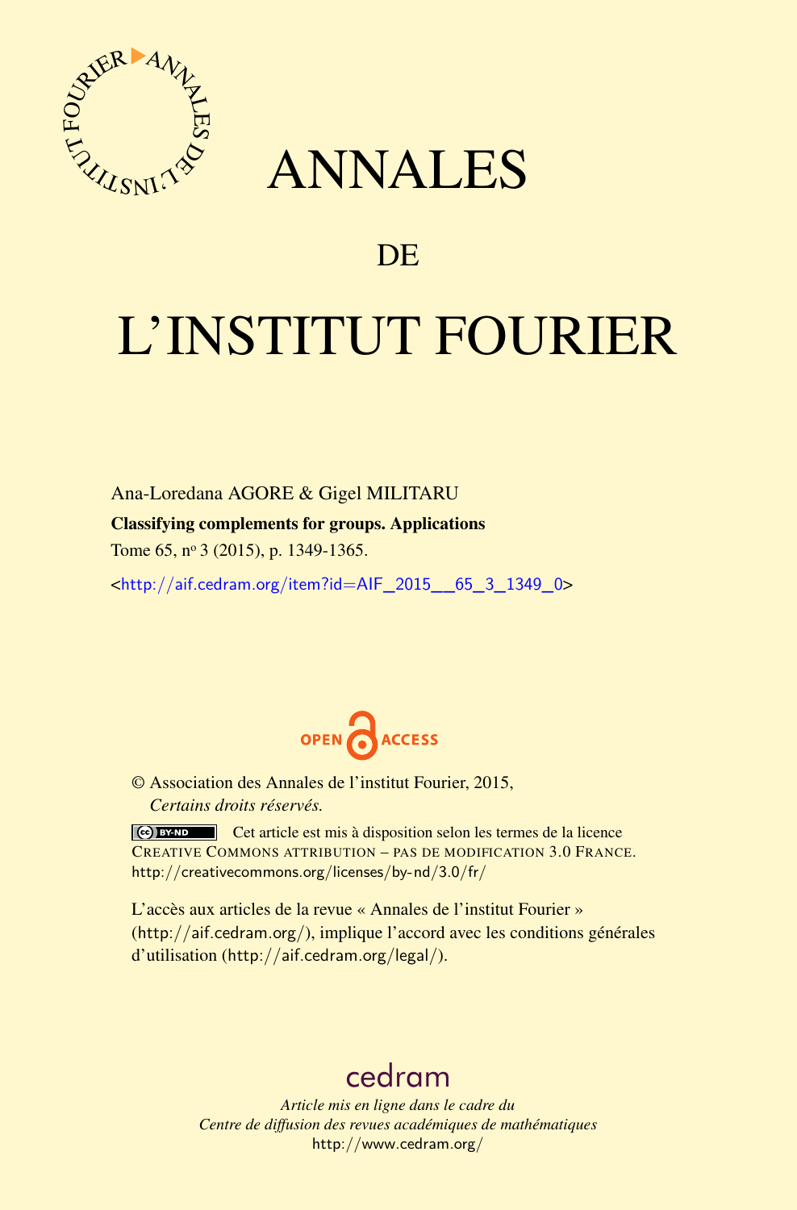# ANNALES

# DE

# L'INSTITUT FOURIER

Ana-Loredana AGORE & Gigel MILITARU

**Classifying complements for groups. Applications**

Tome 65, n° 3 (2015), p. 1349-1365.

<http://aif.cedram.org/item?id=AIF_2015__65_3_1349_0>

OPEN ACCESS

© Association des Annales de l'institut Fourier, 2015,
*Certains droits réservés.*

Cet article est mis à disposition selon les termes de la licence CREATIVE COMMONS ATTRIBUTION – PAS DE MODIFICATION 3.0 FRANCE.
http://creativecommons.org/licenses/by-nd/3.0/fr/

L'accès aux articles de la revue « Annales de l'institut Fourier » (http://aif.cedram.org/), implique l'accord avec les conditions générales d'utilisation (http://aif.cedram.org/legal/).

cedram

*Article mis en ligne dans le cadre du*
*Centre de diffusion des revues académiques de mathématiques*
http://www.cedram.org/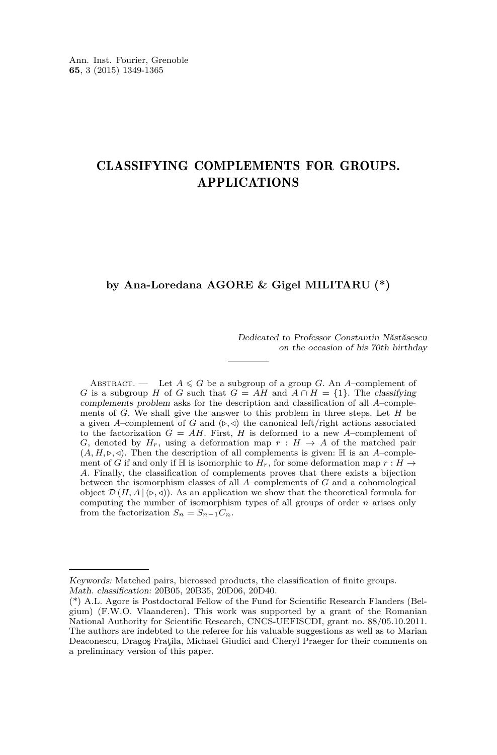# CLASSIFYING COMPLEMENTS FOR GROUPS. APPLICATIONS

**by Ana-Loredana AGORE & Gigel MILITARU (*)**

*Dedicated to Professor Constantin Năstăsescu on the occasion of his 70th birthday*

---

Abstract. — Let $A \leqslant G$ be a subgroup of a group $G$. An $A$–complement of $G$ is a subgroup $H$ of $G$ such that $G = AH$ and $A \cap H = \{1\}$. The *classifying complements problem* asks for the description and classification of all $A$–complements of $G$. We shall give the answer to this problem in three steps. Let $H$ be a given $A$–complement of $G$ and $(\triangleright, \triangleleft)$ the canonical left/right actions associated to the factorization $G = AH$. First, $H$ is deformed to a new $A$–complement of $G$, denoted by $H_r$, using a deformation map $r : H \to A$ of the matched pair $(A, H, \triangleright, \triangleleft)$. Then the description of all complements is given: $\mathbb{H}$ is an $A$–complement of $G$ if and only if $\mathbb{H}$ is isomorphic to $H_r$, for some deformation map $r : H \to A$. Finally, the classification of complements proves that there exists a bijection between the isomorphism classes of all $A$–complements of $G$ and a cohomological object $\mathcal{D}\,(H, A \,|\, (\triangleright, \triangleleft))$. As an application we show that the theoretical formula for computing the number of isomorphism types of all groups of order $n$ arises only from the factorization $S_n = S_{n-1} C_n$.

---

*Keywords:* Matched pairs, bicrossed products, the classification of finite groups.
*Math. classification:* 20B05, 20B35, 20D06, 20D40.
(*) A.L. Agore is Postdoctoral Fellow of the Fund for Scientific Research Flanders (Belgium) (F.W.O. Vlaanderen). This work was supported by a grant of the Romanian National Authority for Scientific Research, CNCS-UEFISCDI, grant no. 88/05.10.2011. The authors are indebted to the referee for his valuable suggestions as well as to Marian Deaconescu, Dragoş Fraţila, Michael Giudici and Cheryl Praeger for their comments on a preliminary version of this paper.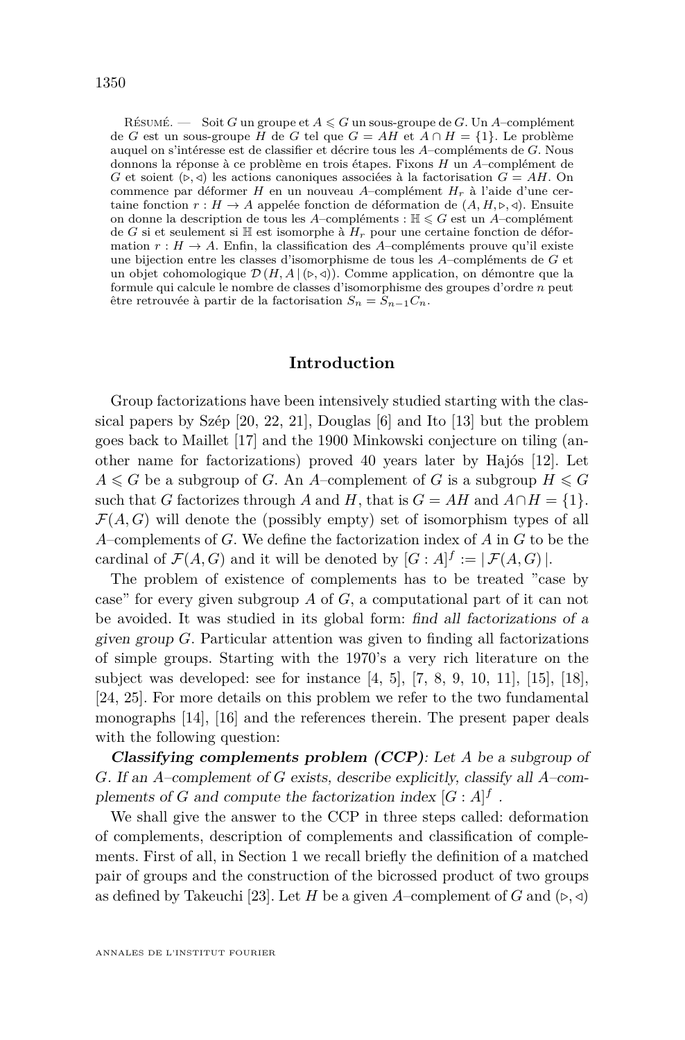Résumé. — Soit $G$ un groupe et $A \leqslant G$ un sous-groupe de $G$. Un $A$–complément de $G$ est un sous-groupe $H$ de $G$ tel que $G = AH$ et $A \cap H = \{1\}$. Le problème auquel on s'intéresse est de classifier et décrire tous les $A$–compléments de $G$. Nous donnons la réponse à ce problème en trois étapes. Fixons $H$ un $A$–complément de $G$ et soient $(\triangleright, \triangleleft)$ les actions canoniques associées à la factorisation $G = AH$. On commence par déformer $H$ en un nouveau $A$–complément $H_r$ à l'aide d'une certaine fonction $r : H \to A$ appelée fonction de déformation de $(A, H, \triangleright, \triangleleft)$. Ensuite on donne la description de tous les $A$–compléments : $\mathbb{H} \leqslant G$ est un $A$–complément de $G$ si et seulement si $\mathbb{H}$ est isomorphe à $H_r$ pour une certaine fonction de déformation $r : H \to A$. Enfin, la classification des $A$–compléments prouve qu'il existe une bijection entre les classes d'isomorphisme de tous les $A$–compléments de $G$ et un objet cohomologique $\mathcal{D}(H, A \,|\, (\triangleright, \triangleleft))$. Comme application, on démontre que la formule qui calcule le nombre de classes d'isomorphisme des groupes d'ordre $n$ peut être retrouvée à partir de la factorisation $S_n = S_{n-1} C_n$.

## Introduction

Group factorizations have been intensively studied starting with the classical papers by Szép [20, 22, 21], Douglas [6] and Ito [13] but the problem goes back to Maillet [17] and the 1900 Minkowski conjecture on tiling (another name for factorizations) proved 40 years later by Hajós [12]. Let $A \leqslant G$ be a subgroup of $G$. An $A$–complement of $G$ is a subgroup $H \leqslant G$ such that $G$ factorizes through $A$ and $H$, that is $G = AH$ and $A \cap H = \{1\}$. $\mathcal{F}(A, G)$ will denote the (possibly empty) set of isomorphism types of all $A$–complements of $G$. We define the factorization index of $A$ in $G$ to be the cardinal of $\mathcal{F}(A, G)$ and it will be denoted by $[G : A]^f := |\, \mathcal{F}(A, G)\,|$.

The problem of existence of complements has to be treated "case by case" for every given subgroup $A$ of $G$, a computational part of it can not be avoided. It was studied in its global form: *find all factorizations of a given group $G$*. Particular attention was given to finding all factorizations of simple groups. Starting with the 1970's a very rich literature on the subject was developed: see for instance [4, 5], [7, 8, 9, 10, 11], [15], [18], [24, 25]. For more details on this problem we refer to the two fundamental monographs [14], [16] and the references therein. The present paper deals with the following question:

***Classifying complements problem (CCP)***: *Let $A$ be a subgroup of $G$. If an $A$–complement of $G$ exists, describe explicitly, classify all $A$–complements of $G$ and compute the factorization index $[G : A]^f$ .*

We shall give the answer to the CCP in three steps called: deformation of complements, description of complements and classification of complements. First of all, in Section 1 we recall briefly the definition of a matched pair of groups and the construction of the bicrossed product of two groups as defined by Takeuchi [23]. Let $H$ be a given $A$–complement of $G$ and $(\triangleright, \triangleleft)$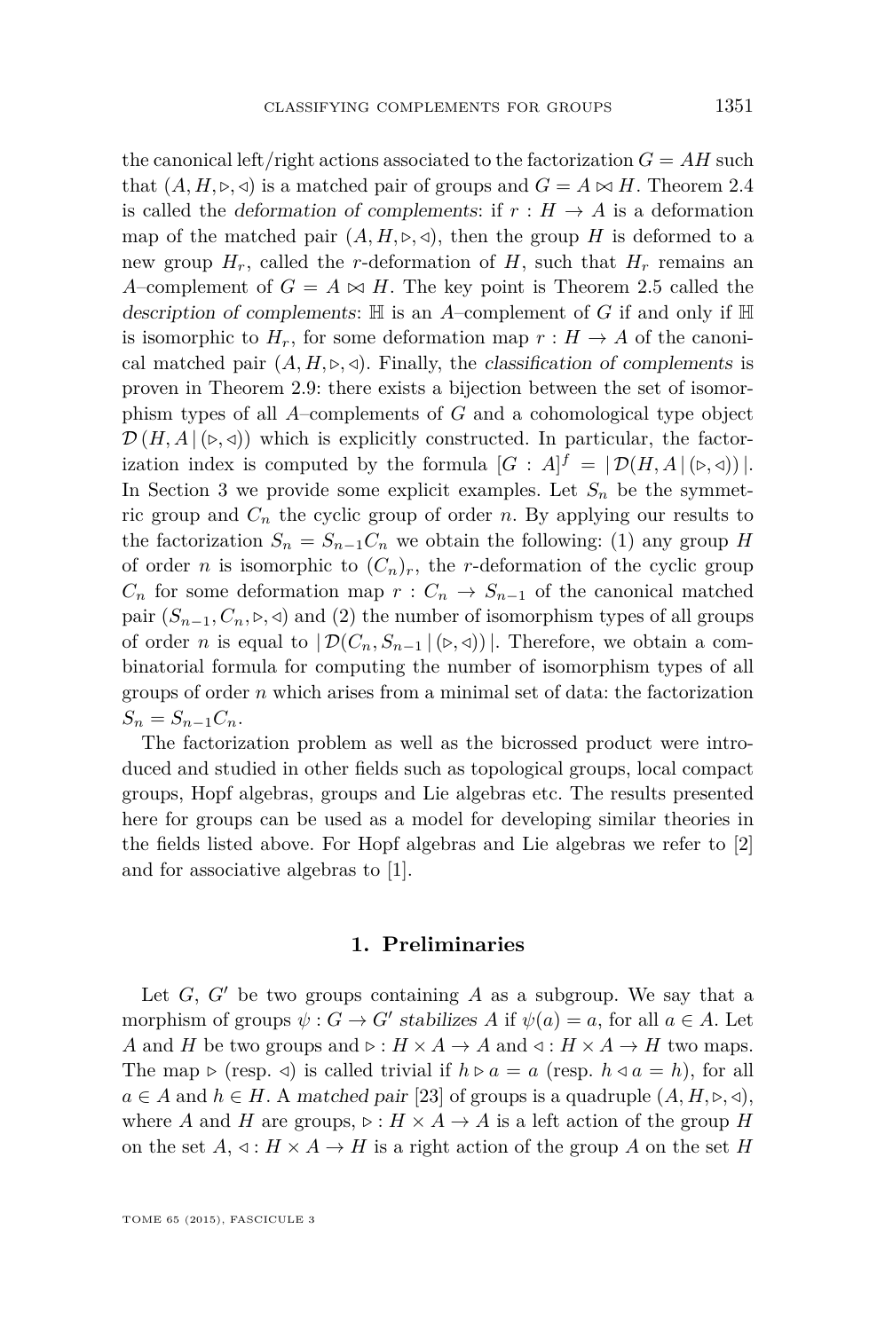the canonical left/right actions associated to the factorization $G = AH$ such that $(A, H, \triangleright, \triangleleft)$ is a matched pair of groups and $G = A \bowtie H$. Theorem 2.4 is called the *deformation of complements*: if $r : H \to A$ is a deformation map of the matched pair $(A, H, \triangleright, \triangleleft)$, then the group $H$ is deformed to a new group $H_r$, called the $r$-deformation of $H$, such that $H_r$ remains an $A$–complement of $G = A \bowtie H$. The key point is Theorem 2.5 called the *description of complements*: $\mathbb{H}$ is an $A$–complement of $G$ if and only if $\mathbb{H}$ is isomorphic to $H_r$, for some deformation map $r : H \to A$ of the canonical matched pair $(A, H, \triangleright, \triangleleft)$. Finally, the *classification of complements* is proven in Theorem 2.9: there exists a bijection between the set of isomorphism types of all $A$–complements of $G$ and a cohomological type object $\mathcal{D}\,(H, A \,|\, (\triangleright, \triangleleft))$ which is explicitly constructed. In particular, the factorization index is computed by the formula $[G : A]^f = |\, \mathcal{D}(H, A \,|\, (\triangleright, \triangleleft))\,|$. In Section 3 we provide some explicit examples. Let $S_n$ be the symmetric group and $C_n$ the cyclic group of order $n$. By applying our results to the factorization $S_n = S_{n-1}C_n$ we obtain the following: (1) any group $H$ of order $n$ is isomorphic to $(C_n)_r$, the $r$-deformation of the cyclic group $C_n$ for some deformation map $r : C_n \to S_{n-1}$ of the canonical matched pair $(S_{n-1}, C_n, \triangleright, \triangleleft)$ and (2) the number of isomorphism types of all groups of order $n$ is equal to $|\, \mathcal{D}(C_n, S_{n-1} \,|\, (\triangleright, \triangleleft))\,|$. Therefore, we obtain a combinatorial formula for computing the number of isomorphism types of all groups of order $n$ which arises from a minimal set of data: the factorization $S_n = S_{n-1}C_n$.

The factorization problem as well as the bicrossed product were introduced and studied in other fields such as topological groups, local compact groups, Hopf algebras, groups and Lie algebras etc. The results presented here for groups can be used as a model for developing similar theories in the fields listed above. For Hopf algebras and Lie algebras we refer to [2] and for associative algebras to [1].

## 1. Preliminaries

Let $G$, $G'$ be two groups containing $A$ as a subgroup. We say that a morphism of groups $\psi : G \to G'$ *stabilizes* $A$ if $\psi(a) = a$, for all $a \in A$. Let $A$ and $H$ be two groups and $\triangleright : H \times A \to A$ and $\triangleleft : H \times A \to H$ two maps. The map $\triangleright$ (resp. $\triangleleft$) is called trivial if $h \triangleright a = a$ (resp. $h \triangleleft a = h$), for all $a \in A$ and $h \in H$. A *matched pair* [23] of groups is a quadruple $(A, H, \triangleright, \triangleleft)$, where $A$ and $H$ are groups, $\triangleright : H \times A \to A$ is a left action of the group $H$ on the set $A$, $\triangleleft : H \times A \to H$ is a right action of the group $A$ on the set $H$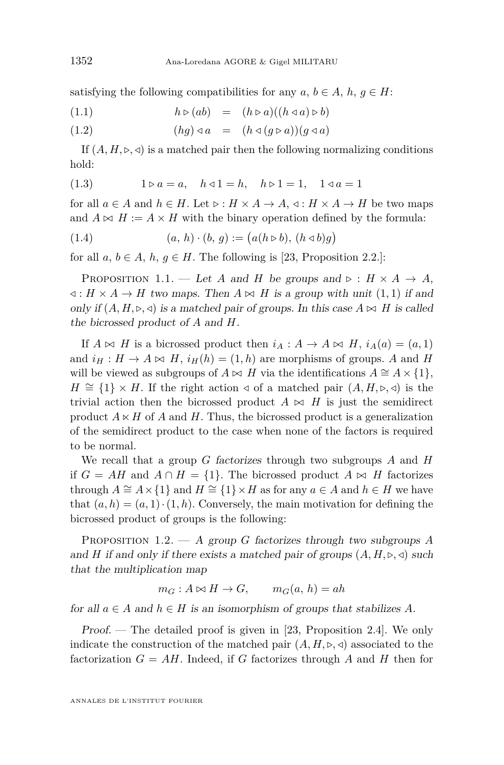satisfying the following compatibilities for any $a, b \in A$, $h, g \in H$:

$$h \triangleright (ab) = (h \triangleright a)((h \triangleleft a) \triangleright b) \tag{1.1}$$

$$(hg) \triangleleft a = (h \triangleleft (g \triangleright a))(g \triangleleft a) \tag{1.2}$$

If $(A, H, \triangleright, \triangleleft)$ is a matched pair then the following normalizing conditions hold:

$$1 \triangleright a = a, \quad h \triangleleft 1 = h, \quad h \triangleright 1 = 1, \quad 1 \triangleleft a = 1 \tag{1.3}$$

for all $a \in A$ and $h \in H$. Let $\triangleright : H \times A \to A$, $\triangleleft : H \times A \to H$ be two maps and $A \bowtie H := A \times H$ with the binary operation defined by the formula:

$$(a, h) \cdot (b, g) := \big(a(h \triangleright b), (h \triangleleft b)g\big) \tag{1.4}$$

for all $a, b \in A$, $h, g \in H$. The following is [23, Proposition 2.2.]:

Proposition 1.1. — *Let $A$ and $H$ be groups and $\triangleright : H \times A \to A$, $\triangleleft : H \times A \to H$ two maps. Then $A \bowtie H$ is a group with unit $(1, 1)$ if and only if $(A, H, \triangleright, \triangleleft)$ is a matched pair of groups. In this case $A \bowtie H$ is called the bicrossed product of $A$ and $H$.*

If $A \bowtie H$ is a bicrossed product then $i_A : A \to A \bowtie H$, $i_A(a) = (a, 1)$ and $i_H : H \to A \bowtie H$, $i_H(h) = (1, h)$ are morphisms of groups. $A$ and $H$ will be viewed as subgroups of $A \bowtie H$ via the identifications $A \cong A \times \{1\}$, $H \cong \{1\} \times H$. If the right action $\triangleleft$ of a matched pair $(A, H, \triangleright, \triangleleft)$ is the trivial action then the bicrossed product $A \bowtie H$ is just the semidirect product $A \ltimes H$ of $A$ and $H$. Thus, the bicrossed product is a generalization of the semidirect product to the case when none of the factors is required to be normal.

We recall that a group $G$ *factorizes* through two subgroups $A$ and $H$ if $G = AH$ and $A \cap H = \{1\}$. The bicrossed product $A \bowtie H$ factorizes through $A \cong A \times \{1\}$ and $H \cong \{1\} \times H$ as for any $a \in A$ and $h \in H$ we have that $(a, h) = (a, 1) \cdot (1, h)$. Conversely, the main motivation for defining the bicrossed product of groups is the following:

Proposition 1.2. — *A group $G$ factorizes through two subgroups $A$ and $H$ if and only if there exists a matched pair of groups $(A, H, \triangleright, \triangleleft)$ such that the multiplication map*

$$m_G : A \bowtie H \to G, \qquad m_G(a, h) = ah$$

*for all $a \in A$ and $h \in H$ is an isomorphism of groups that stabilizes $A$.*

*Proof.* — The detailed proof is given in [23, Proposition 2.4]. We only indicate the construction of the matched pair $(A, H, \triangleright, \triangleleft)$ associated to the factorization $G = AH$. Indeed, if $G$ factorizes through $A$ and $H$ then for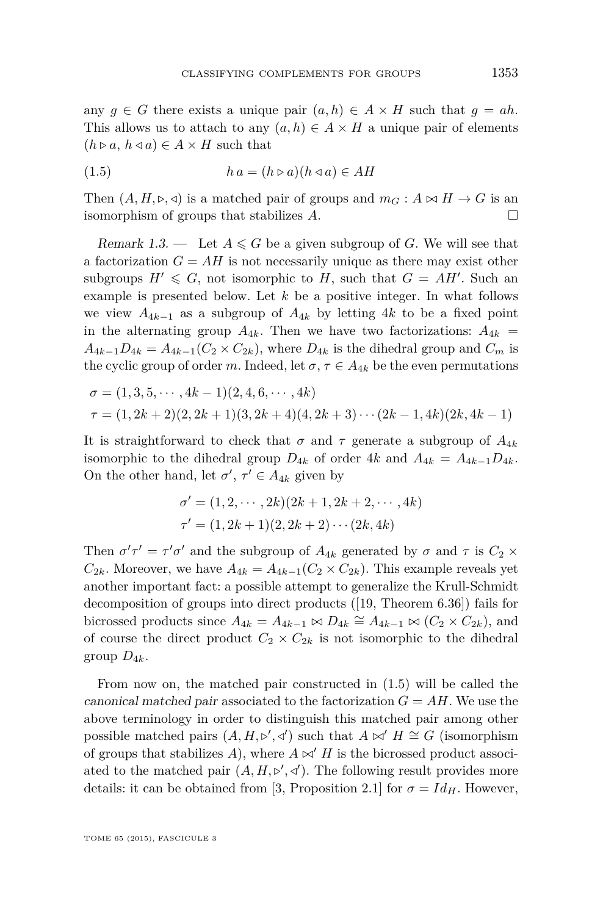any $g \in G$ there exists a unique pair $(a, h) \in A \times H$ such that $g = ah$. This allows us to attach to any $(a, h) \in A \times H$ a unique pair of elements $(h \triangleright a,\ h \triangleleft a) \in A \times H$ such that

$$h\,a = (h \triangleright a)(h \triangleleft a) \in AH \tag{1.5}$$

Then $(A, H, \triangleright, \triangleleft)$ is a matched pair of groups and $m_G : A \bowtie H \to G$ is an isomorphism of groups that stabilizes $A$. □

*Remark 1.3.* — Let $A \leqslant G$ be a given subgroup of $G$. We will see that a factorization $G = AH$ is not necessarily unique as there may exist other subgroups $H' \leqslant G$, not isomorphic to $H$, such that $G = AH'$. Such an example is presented below. Let $k$ be a positive integer. In what follows we view $A_{4k-1}$ as a subgroup of $A_{4k}$ by letting $4k$ to be a fixed point in the alternating group $A_{4k}$. Then we have two factorizations: $A_{4k} = A_{4k-1}D_{4k} = A_{4k-1}(C_2 \times C_{2k})$, where $D_{4k}$ is the dihedral group and $C_m$ is the cyclic group of order $m$. Indeed, let $\sigma, \tau \in A_{4k}$ be the even permutations

$$\sigma = (1, 3, 5, \cdots, 4k-1)(2, 4, 6, \cdots, 4k)$$
$$\tau = (1, 2k+2)(2, 2k+1)(3, 2k+4)(4, 2k+3)\cdots(2k-1, 4k)(2k, 4k-1)$$

It is straightforward to check that $\sigma$ and $\tau$ generate a subgroup of $A_{4k}$ isomorphic to the dihedral group $D_{4k}$ of order $4k$ and $A_{4k} = A_{4k-1}D_{4k}$. On the other hand, let $\sigma', \tau' \in A_{4k}$ given by

$$\sigma' = (1, 2, \cdots, 2k)(2k+1, 2k+2, \cdots, 4k)$$
$$\tau' = (1, 2k+1)(2, 2k+2)\cdots(2k, 4k)$$

Then $\sigma'\tau' = \tau'\sigma'$ and the subgroup of $A_{4k}$ generated by $\sigma$ and $\tau$ is $C_2 \times C_{2k}$. Moreover, we have $A_{4k} = A_{4k-1}(C_2 \times C_{2k})$. This example reveals yet another important fact: a possible attempt to generalize the Krull-Schmidt decomposition of groups into direct products ([19, Theorem 6.36]) fails for bicrossed products since $A_{4k} = A_{4k-1} \bowtie D_{4k} \cong A_{4k-1} \bowtie (C_2 \times C_{2k})$, and of course the direct product $C_2 \times C_{2k}$ is not isomorphic to the dihedral group $D_{4k}$.

From now on, the matched pair constructed in (1.5) will be called the *canonical matched pair* associated to the factorization $G = AH$. We use the above terminology in order to distinguish this matched pair among other possible matched pairs $(A, H, \triangleright', \triangleleft')$ such that $A \bowtie' H \cong G$ (isomorphism of groups that stabilizes $A$), where $A \bowtie' H$ is the bicrossed product associated to the matched pair $(A, H, \triangleright', \triangleleft')$. The following result provides more details: it can be obtained from [3, Proposition 2.1] for $\sigma = Id_H$. However,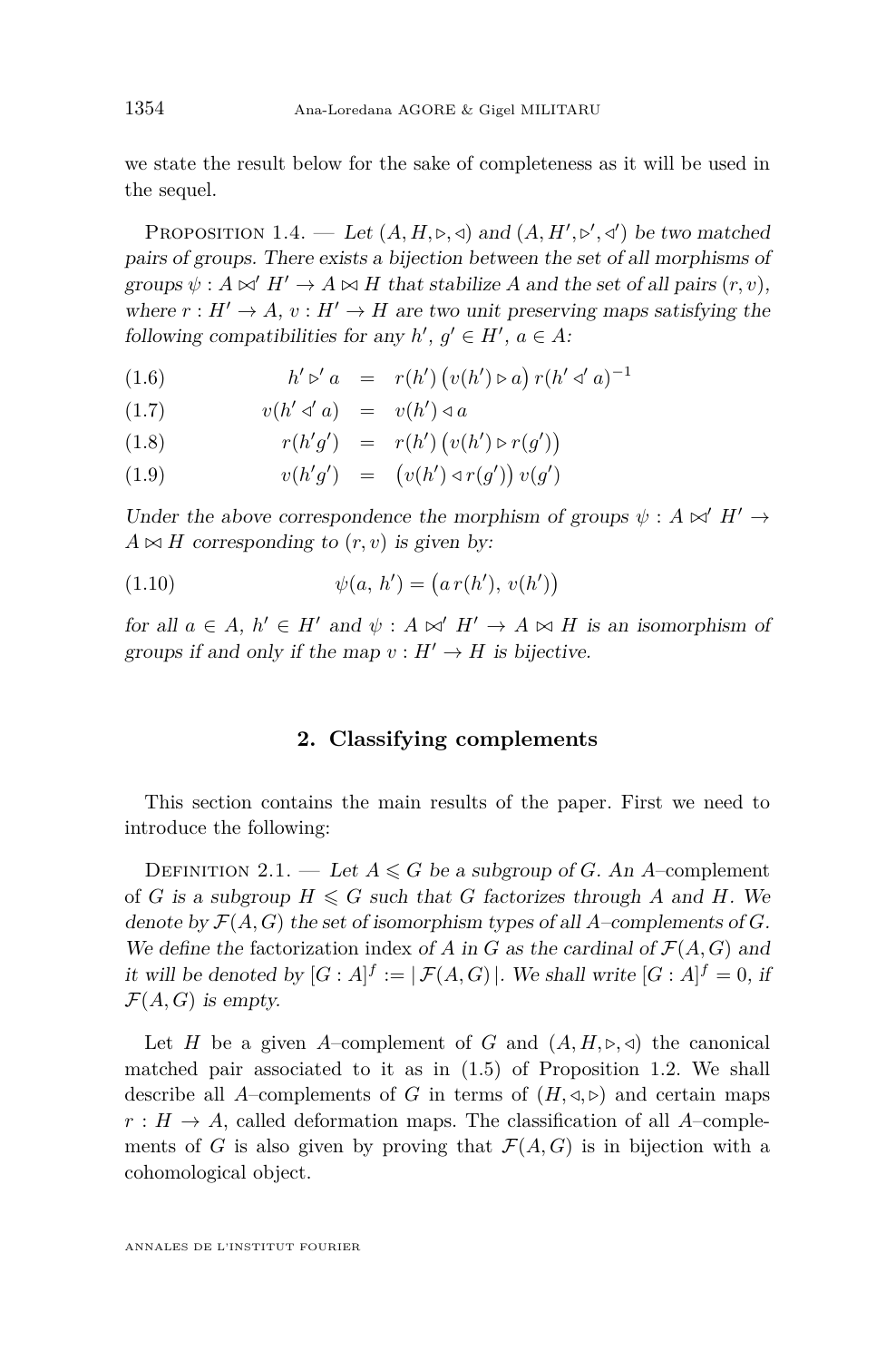we state the result below for the sake of completeness as it will be used in the sequel.

Proposition 1.4. — *Let $(A, H, \triangleright, \triangleleft)$ and $(A, H', \triangleright', \triangleleft')$ be two matched pairs of groups. There exists a bijection between the set of all morphisms of groups $\psi : A \bowtie' H' \to A \bowtie H$ that stabilize $A$ and the set of all pairs $(r, v)$, where $r : H' \to A$, $v : H' \to H$ are two unit preserving maps satisfying the following compatibilities for any $h'$, $g' \in H'$, $a \in A$:*

$$h' \triangleright' a = r(h')\big(v(h') \triangleright a\big)\, r(h' \triangleleft' a)^{-1} \tag{1.6}$$

$$v(h' \triangleleft' a) = v(h') \triangleleft a \tag{1.7}$$

$$r(h'g') = r(h')\big(v(h') \triangleright r(g')\big) \tag{1.8}$$

$$v(h'g') = \big(v(h') \triangleleft r(g')\big)\, v(g') \tag{1.9}$$

*Under the above correspondence the morphism of groups $\psi : A \bowtie' H' \to A \bowtie H$ corresponding to $(r, v)$ is given by:*

$$\psi(a,\, h') = \big(a\, r(h'),\, v(h')\big) \tag{1.10}$$

*for all $a \in A$, $h' \in H'$ and $\psi : A \bowtie' H' \to A \bowtie H$ is an isomorphism of groups if and only if the map $v : H' \to H$ is bijective.*

## 2. Classifying complements

This section contains the main results of the paper. First we need to introduce the following:

Definition 2.1. — *Let $A \leqslant G$ be a subgroup of $G$. An $A$–*complement *of $G$ is a subgroup $H \leqslant G$ such that $G$ factorizes through $A$ and $H$. We denote by $\mathcal{F}(A, G)$ the set of isomorphism types of all $A$–complements of $G$. We define the* factorization index *of $A$ in $G$ as the cardinal of $\mathcal{F}(A, G)$ and it will be denoted by $[G : A]^f := |\,\mathcal{F}(A, G)\,|$. We shall write $[G : A]^f = 0$, if $\mathcal{F}(A, G)$ is empty.*

Let $H$ be a given $A$–complement of $G$ and $(A, H, \triangleright, \triangleleft)$ the canonical matched pair associated to it as in (1.5) of Proposition 1.2. We shall describe all $A$–complements of $G$ in terms of $(H, \triangleleft, \triangleright)$ and certain maps $r : H \to A$, called deformation maps. The classification of all $A$–complements of $G$ is also given by proving that $\mathcal{F}(A, G)$ is in bijection with a cohomological object.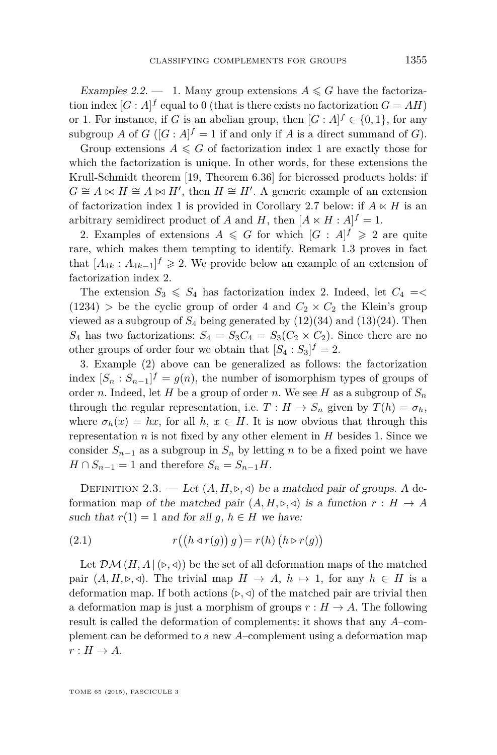*Examples 2.2.* — 1. Many group extensions $A \leqslant G$ have the factorization index $[G : A]^f$ equal to 0 (that is there exists no factorization $G = AH$) or 1. For instance, if $G$ is an abelian group, then $[G : A]^f \in \{0, 1\}$, for any subgroup $A$ of $G$ ($[G : A]^f = 1$ if and only if $A$ is a direct summand of $G$).

Group extensions $A \leqslant G$ of factorization index 1 are exactly those for which the factorization is unique. In other words, for these extensions the Krull-Schmidt theorem [19, Theorem 6.36] for bicrossed products holds: if $G \cong A \bowtie H \cong A \bowtie H'$, then $H \cong H'$. A generic example of an extension of factorization index 1 is provided in Corollary 2.7 below: if $A \ltimes H$ is an arbitrary semidirect product of $A$ and $H$, then $[A \ltimes H : A]^f = 1$.

2. Examples of extensions $A \leqslant G$ for which $[G : A]^f \geqslant 2$ are quite rare, which makes them tempting to identify. Remark 1.3 proves in fact that $[A_{4k} : A_{4k-1}]^f \geqslant 2$. We provide below an example of an extension of factorization index 2.

The extension $S_3 \leqslant S_4$ has factorization index 2. Indeed, let $C_4 =< (1234) >$ be the cyclic group of order 4 and $C_2 \times C_2$ the Klein's group viewed as a subgroup of $S_4$ being generated by $(12)(34)$ and $(13)(24)$. Then $S_4$ has two factorizations: $S_4 = S_3 C_4 = S_3 (C_2 \times C_2)$. Since there are no other groups of order four we obtain that $[S_4 : S_3]^f = 2$.

3. Example (2) above can be generalized as follows: the factorization index $[S_n : S_{n-1}]^f = g(n)$, the number of isomorphism types of groups of order $n$. Indeed, let $H$ be a group of order $n$. We see $H$ as a subgroup of $S_n$ through the regular representation, i.e. $T : H \to S_n$ given by $T(h) = \sigma_h$, where $\sigma_h(x) = hx$, for all $h, x \in H$. It is now obvious that through this representation $n$ is not fixed by any other element in $H$ besides 1. Since we consider $S_{n-1}$ as a subgroup in $S_n$ by letting $n$ to be a fixed point we have $H \cap S_{n-1} = 1$ and therefore $S_n = S_{n-1} H$.

Definition 2.3. — *Let $(A, H, \triangleright, \triangleleft)$ be a matched pair of groups. A* deformation map *of the matched pair $(A, H, \triangleright, \triangleleft)$ is a function $r : H \to A$ such that $r(1) = 1$ and for all $g, h \in H$ we have:*

$$r\big(\big(h \triangleleft r(g)\big)\, g\,\big) = r(h)\,\big(h \triangleright r(g)\big) \tag{2.1}$$

Let $\mathcal{DM}\,(H, A \,|\, (\triangleright, \triangleleft))$ be the set of all deformation maps of the matched pair $(A, H, \triangleright, \triangleleft)$. The trivial map $H \to A$, $h \mapsto 1$, for any $h \in H$ is a deformation map. If both actions $(\triangleright, \triangleleft)$ of the matched pair are trivial then a deformation map is just a morphism of groups $r : H \to A$. The following result is called the deformation of complements: it shows that any $A$–complement can be deformed to a new $A$–complement using a deformation map $r : H \to A$.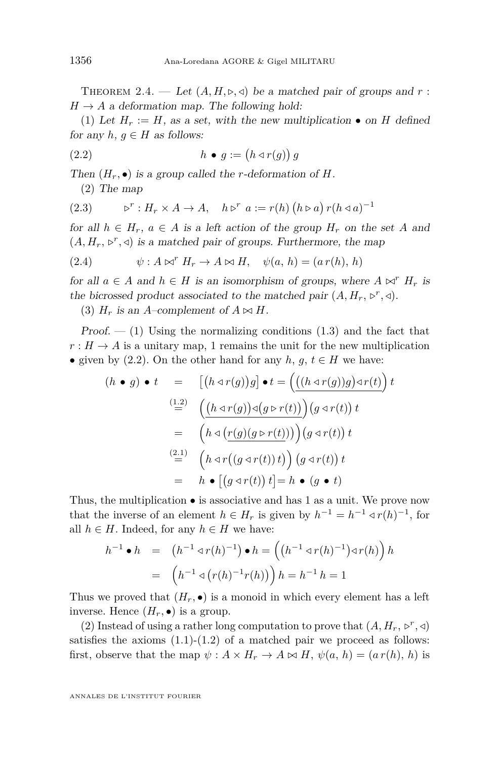Theorem 2.4. — *Let $(A, H, \triangleright, \triangleleft)$ be a matched pair of groups and $r : H \to A$ a deformation map. The following hold:*

(1) *Let $H_r := H$, as a set, with the new multiplication $\bullet$ on $H$ defined for any $h, g \in H$ as follows:*

$$h \bullet g := \big(h \triangleleft r(g)\big)\, g \tag{2.2}$$

*Then $(H_r, \bullet)$ is a group called the $r$-deformation of $H$.*

(2) *The map*

$$\triangleright^r : H_r \times A \to A, \quad h \triangleright^r a := r(h)\, \big(h \triangleright a\big)\, r(h \triangleleft a)^{-1} \tag{2.3}$$

*for all $h \in H_r$, $a \in A$ is a left action of the group $H_r$ on the set $A$ and $(A, H_r, \triangleright^r, \triangleleft)$ is a matched pair of groups. Furthermore, the map*

$$\psi : A \bowtie^r H_r \to A \bowtie H, \quad \psi(a,\, h) = (a\, r(h),\, h) \tag{2.4}$$

*for all $a \in A$ and $h \in H$ is an isomorphism of groups, where $A \bowtie^r H_r$ is the bicrossed product associated to the matched pair $(A, H_r, \triangleright^r, \triangleleft)$.*

(3) *$H_r$ is an $A$–complement of $A \bowtie H$.*

*Proof.* — (1) Using the normalizing conditions (1.3) and the fact that $r : H \to A$ is a unitary map, 1 remains the unit for the new multiplication $\bullet$ given by (2.2). On the other hand for any $h, g, t \in H$ we have:

$$\begin{aligned}
(h \bullet g) \bullet t \quad &= \quad \big[\big(h \triangleleft r(g)\big) g\big] \bullet t = \Big(\underline{\big((h \triangleleft r(g))g\big) \triangleleft r(t)}\Big)\, t \\
&\overset{(1.2)}{=} \quad \Big(\underline{\big(h \triangleleft r(g)\big) \triangleleft \big(g \triangleright r(t)\big)}\Big) \big(g \triangleleft r(t)\big)\, t \\
&= \quad \Big(h \triangleleft \big(\underline{r(g)(g \triangleright r(t))}\big)\Big) \big(g \triangleleft r(t)\big)\, t \\
&\overset{(2.1)}{=} \quad \Big(h \triangleleft r\big((g \triangleleft r(t))\, t\big)\Big)\, \big(g \triangleleft r(t)\big)\, t \\
&= \quad h \bullet \big[\big(g \triangleleft r(t)\big)\, t\big] = h \bullet (g \bullet t)
\end{aligned}$$

Thus, the multiplication $\bullet$ is associative and has 1 as a unit. We prove now that the inverse of an element $h \in H_r$ is given by $h^{-1} = h^{-1} \triangleleft r(h)^{-1}$, for all $h \in H$. Indeed, for any $h \in H$ we have:

$$\begin{aligned}
h^{-1} \bullet h \quad &= \quad \big(h^{-1} \triangleleft r(h)^{-1}\big) \bullet h = \Big(\big(h^{-1} \triangleleft r(h)^{-1}\big) \triangleleft r(h)\Big)\, h \\
&= \quad \Big(h^{-1} \triangleleft \big(r(h)^{-1} r(h)\big)\Big)\, h = h^{-1}\, h = 1
\end{aligned}$$

Thus we proved that $(H_r, \bullet)$ is a monoid in which every element has a left inverse. Hence $(H_r, \bullet)$ is a group.

(2) Instead of using a rather long computation to prove that $(A, H_r, \triangleright^r, \triangleleft)$ satisfies the axioms (1.1)-(1.2) of a matched pair we proceed as follows: first, observe that the map $\psi : A \times H_r \to A \bowtie H$, $\psi(a,\, h) = (a\, r(h),\, h)$ is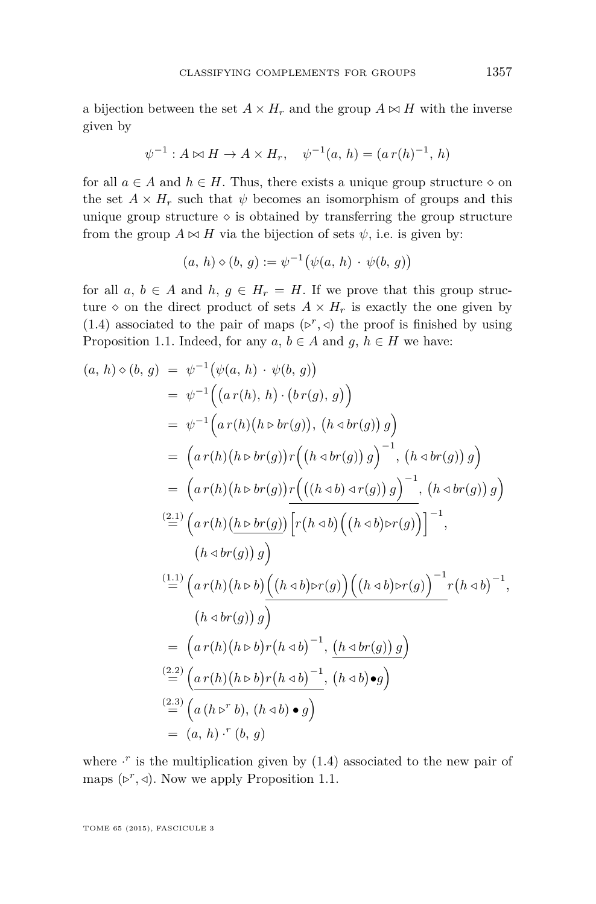a bijection between the set $A \times H_r$ and the group $A \bowtie H$ with the inverse given by

$$\psi^{-1} : A \bowtie H \to A \times H_r, \quad \psi^{-1}(a,\, h) = (a\, r(h)^{-1},\, h)$$

for all $a \in A$ and $h \in H$. Thus, there exists a unique group structure $\diamond$ on the set $A \times H_r$ such that $\psi$ becomes an isomorphism of groups and this unique group structure $\diamond$ is obtained by transferring the group structure from the group $A \bowtie H$ via the bijection of sets $\psi$, i.e. is given by:

$$(a,\, h) \diamond (b,\, g) := \psi^{-1}\big(\psi(a,\, h) \cdot \psi(b,\, g)\big)$$

for all $a,\, b \in A$ and $h,\, g \in H_r = H$. If we prove that this group structure $\diamond$ on the direct product of sets $A \times H_r$ is exactly the one given by (1.4) associated to the pair of maps $(\triangleright^r, \triangleleft)$ the proof is finished by using Proposition 1.1. Indeed, for any $a,\, b \in A$ and $g,\, h \in H$ we have:

$$\begin{aligned}
(a,\, h) \diamond (b,\, g) &= \psi^{-1}\big(\psi(a,\, h) \cdot \psi(b,\, g)\big) \\
&= \psi^{-1}\Big(\big(a\, r(h),\, h\big) \cdot \big(b\, r(g),\, g\big)\Big) \\
&= \psi^{-1}\Big(a\, r(h)\big(h \triangleright br(g)\big),\, \big(h \triangleleft br(g)\big)\, g\Big) \\
&= \Big(a\, r(h)\big(h \triangleright br(g)\big) r\Big(\big(h \triangleleft br(g)\big)\, g\Big)^{-1},\, \big(h \triangleleft br(g)\big)\, g\Big) \\
&= \Big(a\, r(h)\big(h \triangleright br(g)\big) \underline{r\Big(\big((h \triangleleft b) \triangleleft r(g)\big)\, g\Big)^{-1}},\, \big(h \triangleleft br(g)\big)\, g\Big) \\
&\overset{(2.1)}{=} \Big(a\, r(h)\underline{\big(h \triangleright br(g)\big)}\Big[r\big(h \triangleleft b\big)\Big(\big(h \triangleleft b\big) \triangleright r(g)\Big)\Big]^{-1}, \\
&\qquad \big(h \triangleleft br(g)\big)\, g\Big) \\
&\overset{(1.1)}{=} \Big(a\, r(h)\big(h \triangleright b\big)\underline{\Big(\big(h \triangleleft b\big) \triangleright r(g)\Big)\Big(\big(h \triangleleft b\big) \triangleright r(g)\Big)^{-1}} r\big(h \triangleleft b\big)^{-1}, \\
&\qquad \big(h \triangleleft br(g)\big)\, g\Big) \\
&= \Big(a\, r(h)\big(h \triangleright b\big) r\big(h \triangleleft b\big)^{-1},\, \underline{\big(h \triangleleft br(g)\big)\, g}\Big) \\
&\overset{(2.2)}{=} \Big(\underline{a\, r(h)\big(h \triangleright b\big) r\big(h \triangleleft b\big)^{-1}},\, \big(h \triangleleft b\big) \bullet g\Big) \\
&\overset{(2.3)}{=} \Big(a\, (h \triangleright^r b),\, (h \triangleleft b) \bullet g\Big) \\
&= (a,\, h) \cdot^r (b,\, g)
\end{aligned}$$

where $\cdot^r$ is the multiplication given by (1.4) associated to the new pair of maps $(\triangleright^r, \triangleleft)$. Now we apply Proposition 1.1.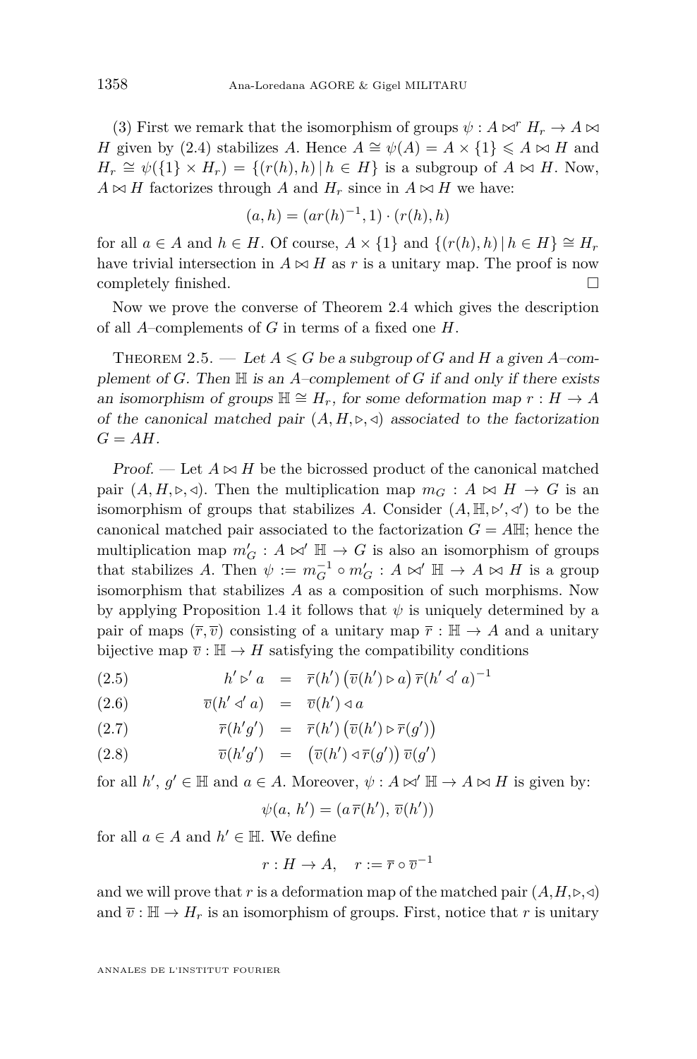(3) First we remark that the isomorphism of groups $\psi : A \bowtie^r H_r \to A \bowtie H$ given by (2.4) stabilizes $A$. Hence $A \cong \psi(A) = A \times \{1\} \leqslant A \bowtie H$ and $H_r \cong \psi(\{1\} \times H_r) = \{(r(h), h) \,|\, h \in H\}$ is a subgroup of $A \bowtie H$. Now, $A \bowtie H$ factorizes through $A$ and $H_r$ since in $A \bowtie H$ we have:

$$(a, h) = (ar(h)^{-1}, 1) \cdot (r(h), h)$$

for all $a \in A$ and $h \in H$. Of course, $A \times \{1\}$ and $\{(r(h), h) \,|\, h \in H\} \cong H_r$ have trivial intersection in $A \bowtie H$ as $r$ is a unitary map. The proof is now completely finished. □

Now we prove the converse of Theorem 2.4 which gives the description of all $A$–complements of $G$ in terms of a fixed one $H$.

Theorem 2.5. — *Let $A \leqslant G$ be a subgroup of $G$ and $H$ a given $A$–complement of $G$. Then $\mathbb{H}$ is an $A$–complement of $G$ if and only if there exists an isomorphism of groups $\mathbb{H} \cong H_r$, for some deformation map $r : H \to A$ of the canonical matched pair $(A, H, \triangleright, \triangleleft)$ associated to the factorization $G = AH$.*

*Proof.* — Let $A \bowtie H$ be the bicrossed product of the canonical matched pair $(A, H, \triangleright, \triangleleft)$. Then the multiplication map $m_G : A \bowtie H \to G$ is an isomorphism of groups that stabilizes $A$. Consider $(A, \mathbb{H}, \triangleright', \triangleleft')$ to be the canonical matched pair associated to the factorization $G = A\mathbb{H}$; hence the multiplication map $m'_G : A \bowtie' \mathbb{H} \to G$ is also an isomorphism of groups that stabilizes $A$. Then $\psi := m_G^{-1} \circ m'_G : A \bowtie' \mathbb{H} \to A \bowtie H$ is a group isomorphism that stabilizes $A$ as a composition of such morphisms. Now by applying Proposition 1.4 it follows that $\psi$ is uniquely determined by a pair of maps $(\overline{r}, \overline{v})$ consisting of a unitary map $\overline{r} : \mathbb{H} \to A$ and a unitary bijective map $\overline{v} : \mathbb{H} \to H$ satisfying the compatibility conditions

$$h' \triangleright' a = \overline{r}(h') \big(\overline{v}(h') \triangleright a\big) \, \overline{r}(h' \triangleleft' a)^{-1} \tag{2.5}$$

$$\overline{v}(h' \triangleleft' a) = \overline{v}(h') \triangleleft a \tag{2.6}$$

$$\overline{r}(h'g') = \overline{r}(h') \big(\overline{v}(h') \triangleright \overline{r}(g')\big) \tag{2.7}$$

$$\overline{v}(h'g') = \big(\overline{v}(h') \triangleleft \overline{r}(g')\big) \, \overline{v}(g') \tag{2.8}$$

for all $h'$, $g' \in \mathbb{H}$ and $a \in A$. Moreover, $\psi : A \bowtie' \mathbb{H} \to A \bowtie H$ is given by:

$$\psi(a, h') = (a \, \overline{r}(h'), \, \overline{v}(h'))$$

for all $a \in A$ and $h' \in \mathbb{H}$. We define

$$r : H \to A, \quad r := \overline{r} \circ \overline{v}^{-1}$$

and we will prove that $r$ is a deformation map of the matched pair $(A, H, \triangleright, \triangleleft)$ and $\overline{v} : \mathbb{H} \to H_r$ is an isomorphism of groups. First, notice that $r$ is unitary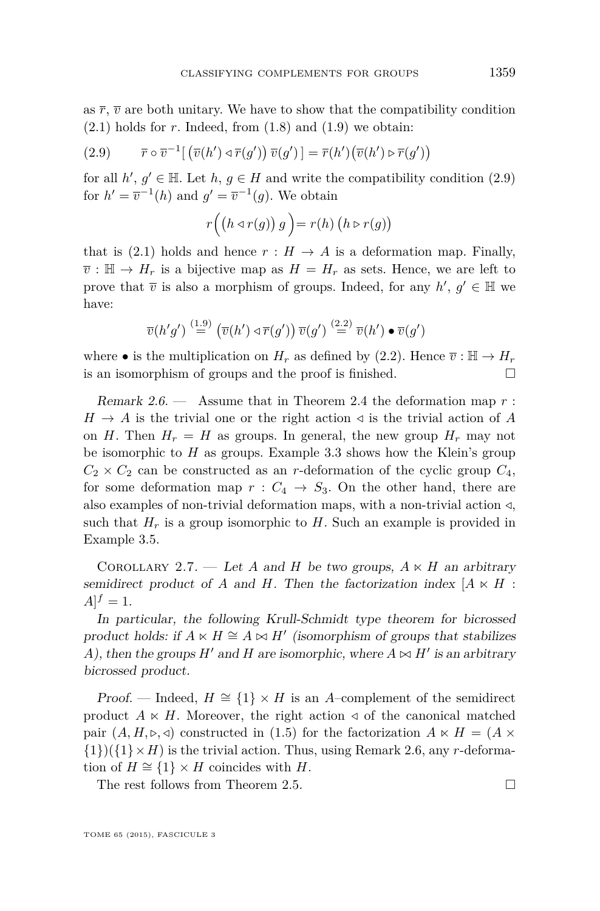as $\overline{r}$, $\overline{v}$ are both unitary. We have to show that the compatibility condition (2.1) holds for $r$. Indeed, from (1.8) and (1.9) we obtain:

$$\overline{r} \circ \overline{v}^{-1}\big[ \big(\overline{v}(h') \triangleleft \overline{r}(g')\big)\, \overline{v}(g') \big] = \overline{r}(h')\big(\overline{v}(h') \triangleright \overline{r}(g')\big) \tag{2.9}$$

for all $h'$, $g' \in \mathbb{H}$. Let $h$, $g \in H$ and write the compatibility condition (2.9) for $h' = \overline{v}^{-1}(h)$ and $g' = \overline{v}^{-1}(g)$. We obtain

$$r\Big(\big(h \triangleleft r(g)\big)\, g\Big) = r(h)\,\big(h \triangleright r(g)\big)$$

that is (2.1) holds and hence $r : H \to A$ is a deformation map. Finally, $\overline{v} : \mathbb{H} \to H_r$ is a bijective map as $H = H_r$ as sets. Hence, we are left to prove that $\overline{v}$ is also a morphism of groups. Indeed, for any $h'$, $g' \in \mathbb{H}$ we have:

$$\overline{v}(h'g') \overset{(1.9)}{=} \big(\overline{v}(h') \triangleleft \overline{r}(g')\big)\, \overline{v}(g') \overset{(2.2)}{=} \overline{v}(h') \bullet \overline{v}(g')$$

where $\bullet$ is the multiplication on $H_r$ as defined by (2.2). Hence $\overline{v} : \mathbb{H} \to H_r$ is an isomorphism of groups and the proof is finished. □

*Remark 2.6.* — Assume that in Theorem 2.4 the deformation map $r : H \to A$ is the trivial one or the right action $\triangleleft$ is the trivial action of $A$ on $H$. Then $H_r = H$ as groups. In general, the new group $H_r$ may not be isomorphic to $H$ as groups. Example 3.3 shows how the Klein's group $C_2 \times C_2$ can be constructed as an $r$-deformation of the cyclic group $C_4$, for some deformation map $r : C_4 \to S_3$. On the other hand, there are also examples of non-trivial deformation maps, with a non-trivial action $\triangleleft$, such that $H_r$ is a group isomorphic to $H$. Such an example is provided in Example 3.5.

Corollary 2.7. — *Let $A$ and $H$ be two groups, $A \ltimes H$ an arbitrary semidirect product of $A$ and $H$. Then the factorization index $[A \ltimes H : A]^f = 1$.*

*In particular, the following Krull-Schmidt type theorem for bicrossed product holds: if $A \ltimes H \cong A \bowtie H'$ (isomorphism of groups that stabilizes $A$), then the groups $H'$ and $H$ are isomorphic, where $A \bowtie H'$ is an arbitrary bicrossed product.*

*Proof.* — Indeed, $H \cong \{1\} \times H$ is an $A$–complement of the semidirect product $A \ltimes H$. Moreover, the right action $\triangleleft$ of the canonical matched pair $(A, H, \triangleright, \triangleleft)$ constructed in (1.5) for the factorization $A \ltimes H = (A \times \{1\})(\{1\} \times H)$ is the trivial action. Thus, using Remark 2.6, any $r$-deformation of $H \cong \{1\} \times H$ coincides with $H$.

The rest follows from Theorem 2.5. □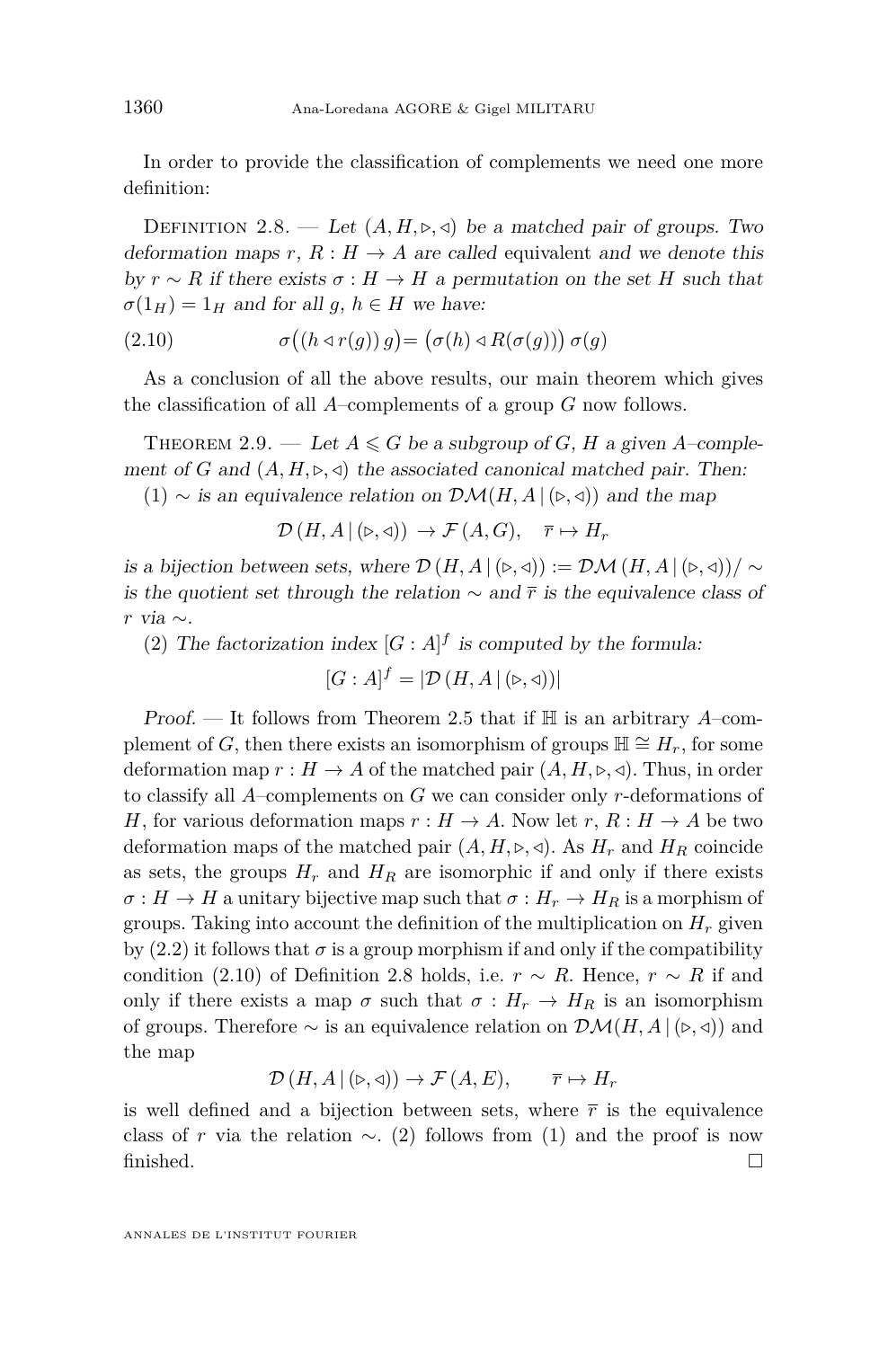In order to provide the classification of complements we need one more definition:

Definition 2.8. — *Let $(A, H, \triangleright, \triangleleft)$ be a matched pair of groups. Two deformation maps $r$, $R : H \to A$ are called* equivalent *and we denote this by $r \sim R$ if there exists $\sigma : H \to H$ a permutation on the set $H$ such that $\sigma(1_H) = 1_H$ and for all $g$, $h \in H$ we have:*

$$\sigma\big((h \triangleleft r(g))\, g\big) = \big(\sigma(h) \triangleleft R(\sigma(g))\big)\, \sigma(g) \tag{2.10}$$

As a conclusion of all the above results, our main theorem which gives the classification of all $A$–complements of a group $G$ now follows.

Theorem 2.9. — *Let $A \leqslant G$ be a subgroup of $G$, $H$ a given $A$–complement of $G$ and $(A, H, \triangleright, \triangleleft)$ the associated canonical matched pair. Then:*

*(1) $\sim$ is an equivalence relation on $\mathcal{DM}(H, A \,|\, (\triangleright, \triangleleft))$ and the map*

$$\mathcal{D}\left(H, A \,|\, (\triangleright, \triangleleft)\right) \to \mathcal{F}\left(A, G\right), \quad \overline{r} \mapsto H_r$$

*is a bijection between sets, where $\mathcal{D}\left(H, A \,|\, (\triangleright, \triangleleft)\right) := \mathcal{DM}\left(H, A \,|\, (\triangleright, \triangleleft)\right)/\sim$ is the quotient set through the relation $\sim$ and $\overline{r}$ is the equivalence class of $r$ via $\sim$.*

*(2) The factorization index $[G : A]^f$ is computed by the formula:*

$$[G : A]^f = |\mathcal{D}\left(H, A \,|\, (\triangleright, \triangleleft)\right)|$$

*Proof.* — It follows from Theorem 2.5 that if $\mathbb{H}$ is an arbitrary $A$–complement of $G$, then there exists an isomorphism of groups $\mathbb{H} \cong H_r$, for some deformation map $r : H \to A$ of the matched pair $(A, H, \triangleright, \triangleleft)$. Thus, in order to classify all $A$–complements on $G$ we can consider only $r$-deformations of $H$, for various deformation maps $r : H \to A$. Now let $r$, $R : H \to A$ be two deformation maps of the matched pair $(A, H, \triangleright, \triangleleft)$. As $H_r$ and $H_R$ coincide as sets, the groups $H_r$ and $H_R$ are isomorphic if and only if there exists $\sigma : H \to H$ a unitary bijective map such that $\sigma : H_r \to H_R$ is a morphism of groups. Taking into account the definition of the multiplication on $H_r$ given by (2.2) it follows that $\sigma$ is a group morphism if and only if the compatibility condition (2.10) of Definition 2.8 holds, i.e. $r \sim R$. Hence, $r \sim R$ if and only if there exists a map $\sigma$ such that $\sigma : H_r \to H_R$ is an isomorphism of groups. Therefore $\sim$ is an equivalence relation on $\mathcal{DM}(H, A \,|\, (\triangleright, \triangleleft))$ and the map

$$\mathcal{D}\left(H, A \,|\, (\triangleright, \triangleleft)\right) \to \mathcal{F}\left(A, E\right), \qquad \overline{r} \mapsto H_r$$

is well defined and a bijection between sets, where $\overline{r}$ is the equivalence class of $r$ via the relation $\sim$. (2) follows from (1) and the proof is now finished. □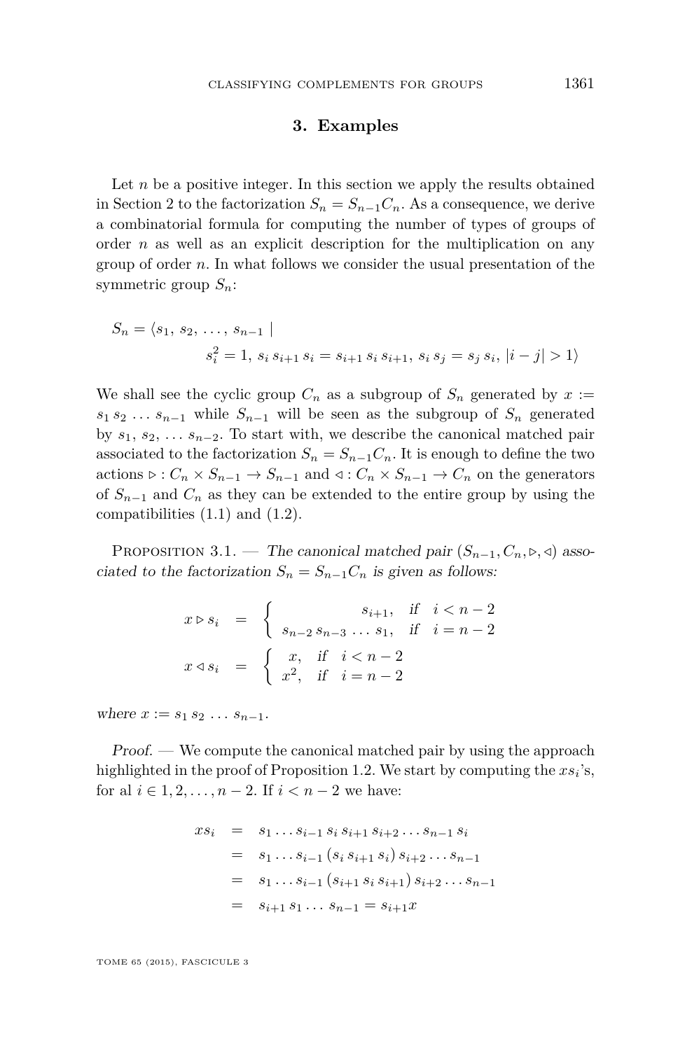## 3. Examples

Let $n$ be a positive integer. In this section we apply the results obtained in Section 2 to the factorization $S_n = S_{n-1}C_n$. As a consequence, we derive a combinatorial formula for computing the number of types of groups of order $n$ as well as an explicit description for the multiplication on any group of order $n$. In what follows we consider the usual presentation of the symmetric group $S_n$:

$$S_n = \langle s_1,\, s_2,\, \ldots,\, s_{n-1} \mid s_i^2 = 1,\, s_i\, s_{i+1}\, s_i = s_{i+1}\, s_i\, s_{i+1},\, s_i\, s_j = s_j\, s_i,\, |i-j| > 1\rangle$$

We shall see the cyclic group $C_n$ as a subgroup of $S_n$ generated by $x := s_1\, s_2\, \ldots\, s_{n-1}$ while $S_{n-1}$ will be seen as the subgroup of $S_n$ generated by $s_1,\, s_2,\, \ldots\, s_{n-2}$. To start with, we describe the canonical matched pair associated to the factorization $S_n = S_{n-1}C_n$. It is enough to define the two actions $\triangleright : C_n \times S_{n-1} \to S_{n-1}$ and $\triangleleft : C_n \times S_{n-1} \to C_n$ on the generators of $S_{n-1}$ and $C_n$ as they can be extended to the entire group by using the compatibilities (1.1) and (1.2).

Proposition 3.1. — *The canonical matched pair $(S_{n-1}, C_n, \triangleright, \triangleleft)$ associated to the factorization $S_n = S_{n-1}C_n$ is given as follows:*

$$x \triangleright s_i = \begin{cases} s_{i+1}, & \text{if} \quad i < n-2 \\ s_{n-2}\, s_{n-3}\, \ldots\, s_1, & \text{if} \quad i = n-2 \end{cases}$$

$$x \triangleleft s_i = \begin{cases} x, & \text{if} \quad i < n-2 \\ x^2, & \text{if} \quad i = n-2 \end{cases}$$

*where $x := s_1\, s_2\, \ldots\, s_{n-1}$.*

*Proof.* — We compute the canonical matched pair by using the approach highlighted in the proof of Proposition 1.2. We start by computing the $xs_i$'s, for al $i \in 1, 2, \ldots, n-2$. If $i < n-2$ we have:

$$\begin{aligned} xs_i &= s_1 \ldots s_{i-1}\, s_i\, s_{i+1}\, s_{i+2} \ldots s_{n-1}\, s_i \\ &= s_1 \ldots s_{i-1}\, (s_i\, s_{i+1}\, s_i)\, s_{i+2} \ldots s_{n-1} \\ &= s_1 \ldots s_{i-1}\, (s_{i+1}\, s_i\, s_{i+1})\, s_{i+2} \ldots s_{n-1} \\ &= s_{i+1}\, s_1 \ldots s_{n-1} = s_{i+1}x \end{aligned}$$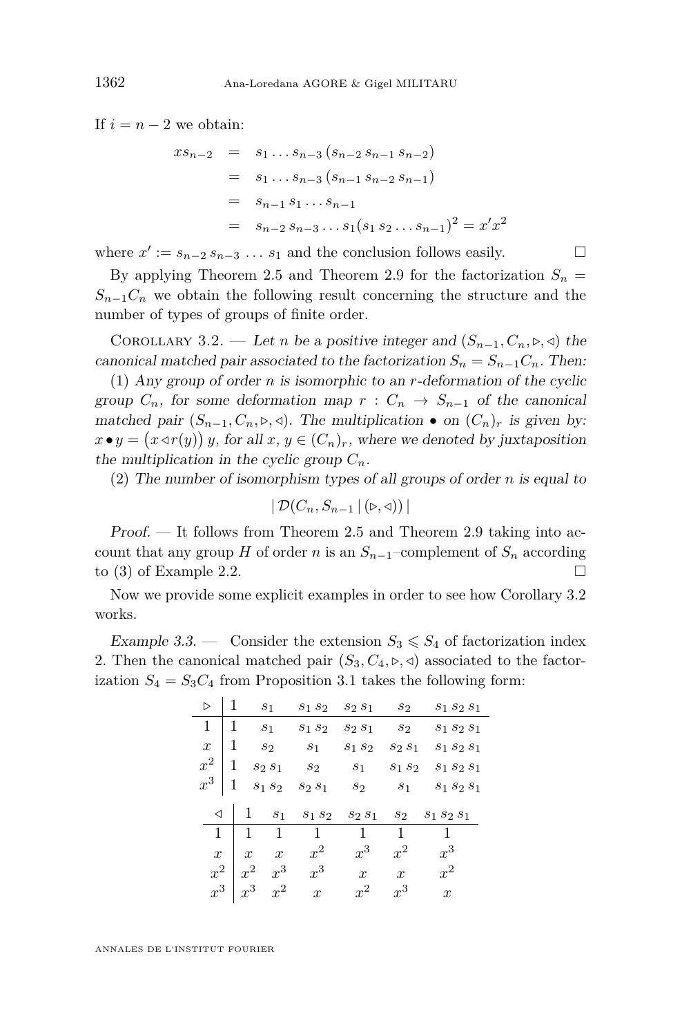If $i = n-2$ we obtain:

$$\begin{aligned} xs_{n-2} &= s_1 \dots s_{n-3}\,(s_{n-2}\, s_{n-1}\, s_{n-2}) \\ &= s_1 \dots s_{n-3}\,(s_{n-1}\, s_{n-2}\, s_{n-1}) \\ &= s_{n-1}\, s_1 \dots s_{n-1} \\ &= s_{n-2}\, s_{n-3} \dots s_1 (s_1\, s_2 \dots s_{n-1})^2 = x' x^2 \end{aligned}$$

where $x' := s_{n-2}\, s_{n-3}\, \dots\, s_1$ and the conclusion follows easily. □

By applying Theorem 2.5 and Theorem 2.9 for the factorization $S_n = S_{n-1}C_n$ we obtain the following result concerning the structure and the number of types of groups of finite order.

Corollary 3.2. — *Let $n$ be a positive integer and $(S_{n-1}, C_n, \triangleright, \triangleleft)$ the canonical matched pair associated to the factorization $S_n = S_{n-1}C_n$. Then:*

(1) *Any group of order $n$ is isomorphic to an $r$-deformation of the cyclic group $C_n$, for some deformation map $r : C_n \to S_{n-1}$ of the canonical matched pair $(S_{n-1}, C_n, \triangleright, \triangleleft)$. The multiplication $\bullet$ on $(C_n)_r$ is given by: $x \bullet y = \big(x \triangleleft r(y)\big)\, y$, for all $x, y \in (C_n)_r$, where we denoted by juxtaposition the multiplication in the cyclic group $C_n$.*

(2) *The number of isomorphism types of all groups of order $n$ is equal to*

$$|\, \mathcal{D}(C_n, S_{n-1}\,|\,(\triangleright, \triangleleft))\,|$$

*Proof.* — It follows from Theorem 2.5 and Theorem 2.9 taking into account that any group $H$ of order $n$ is an $S_{n-1}$–complement of $S_n$ according to (3) of Example 2.2. □

Now we provide some explicit examples in order to see how Corollary 3.2 works.

*Example 3.3.* — Consider the extension $S_3 \leqslant S_4$ of factorization index 2. Then the canonical matched pair $(S_3, C_4, \triangleright, \triangleleft)$ associated to the factorization $S_4 = S_3C_4$ from Proposition 3.1 takes the following form:

| $\triangleright$ | $1$ | $s_1$ | $s_1\,s_2$ | $s_2\,s_1$ | $s_2$ | $s_1\,s_2\,s_1$ |
|---|---|---|---|---|---|---|
| $1$ | $1$ | $s_1$ | $s_1\,s_2$ | $s_2\,s_1$ | $s_2$ | $s_1\,s_2\,s_1$ |
| $x$ | $1$ | $s_2$ | $s_1$ | $s_1\,s_2$ | $s_2\,s_1$ | $s_1\,s_2\,s_1$ |
| $x^2$ | $1$ | $s_2\,s_1$ | $s_2$ | $s_1$ | $s_1\,s_2$ | $s_1\,s_2\,s_1$ |
| $x^3$ | $1$ | $s_1\,s_2$ | $s_2\,s_1$ | $s_2$ | $s_1$ | $s_1\,s_2\,s_1$ |

| $\triangleleft$ | $1$ | $s_1$ | $s_1\,s_2$ | $s_2\,s_1$ | $s_2$ | $s_1\,s_2\,s_1$ |
|---|---|---|---|---|---|---|
| $1$ | $1$ | $1$ | $1$ | $1$ | $1$ | $1$ |
| $x$ | $x$ | $x$ | $x^2$ | $x^3$ | $x^2$ | $x^3$ |
| $x^2$ | $x^2$ | $x^3$ | $x^3$ | $x$ | $x$ | $x^2$ |
| $x^3$ | $x^3$ | $x^2$ | $x$ | $x^2$ | $x^3$ | $x$ |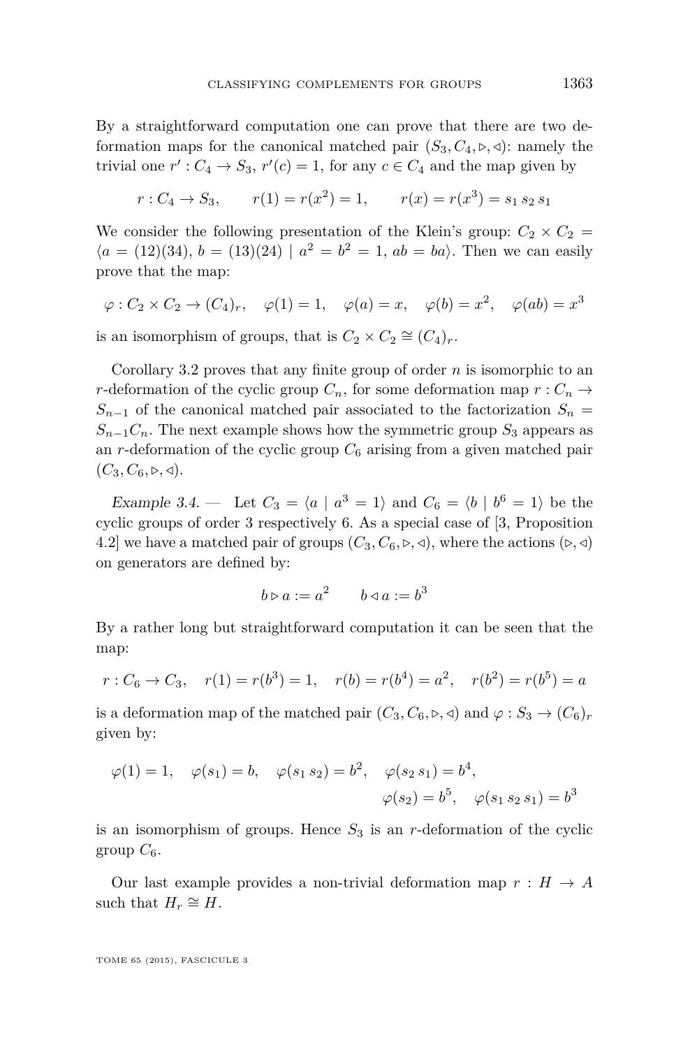By a straightforward computation one can prove that there are two deformation maps for the canonical matched pair $(S_3, C_4, \triangleright, \triangleleft)$: namely the trivial one $r' : C_4 \to S_3$, $r'(c) = 1$, for any $c \in C_4$ and the map given by

$$r : C_4 \to S_3, \qquad r(1) = r(x^2) = 1, \qquad r(x) = r(x^3) = s_1\, s_2\, s_1$$

We consider the following presentation of the Klein's group: $C_2 \times C_2 = \langle a = (12)(34),\, b = (13)(24) \mid a^2 = b^2 = 1,\, ab = ba\rangle$. Then we can easily prove that the map:

$$\varphi : C_2 \times C_2 \to (C_4)_r, \quad \varphi(1) = 1, \quad \varphi(a) = x, \quad \varphi(b) = x^2, \quad \varphi(ab) = x^3$$

is an isomorphism of groups, that is $C_2 \times C_2 \cong (C_4)_r$.

Corollary 3.2 proves that any finite group of order $n$ is isomorphic to an $r$-deformation of the cyclic group $C_n$, for some deformation map $r : C_n \to S_{n-1}$ of the canonical matched pair associated to the factorization $S_n = S_{n-1}C_n$. The next example shows how the symmetric group $S_3$ appears as an $r$-deformation of the cyclic group $C_6$ arising from a given matched pair $(C_3, C_6, \triangleright, \triangleleft)$.

*Example 3.4.* — Let $C_3 = \langle a \mid a^3 = 1\rangle$ and $C_6 = \langle b \mid b^6 = 1\rangle$ be the cyclic groups of order 3 respectively 6. As a special case of [3, Proposition 4.2] we have a matched pair of groups $(C_3, C_6, \triangleright, \triangleleft)$, where the actions $(\triangleright, \triangleleft)$ on generators are defined by:

$$b \triangleright a := a^2 \qquad b \triangleleft a := b^3$$

By a rather long but straightforward computation it can be seen that the map:

$$r : C_6 \to C_3, \quad r(1) = r(b^3) = 1, \quad r(b) = r(b^4) = a^2, \quad r(b^2) = r(b^5) = a$$

is a deformation map of the matched pair $(C_3, C_6, \triangleright, \triangleleft)$ and $\varphi : S_3 \to (C_6)_r$ given by:

$$\varphi(1) = 1, \quad \varphi(s_1) = b, \quad \varphi(s_1\, s_2) = b^2, \quad \varphi(s_2\, s_1) = b^4, \quad \varphi(s_2) = b^5, \quad \varphi(s_1\, s_2\, s_1) = b^3$$

is an isomorphism of groups. Hence $S_3$ is an $r$-deformation of the cyclic group $C_6$.

Our last example provides a non-trivial deformation map $r : H \to A$ such that $H_r \cong H$.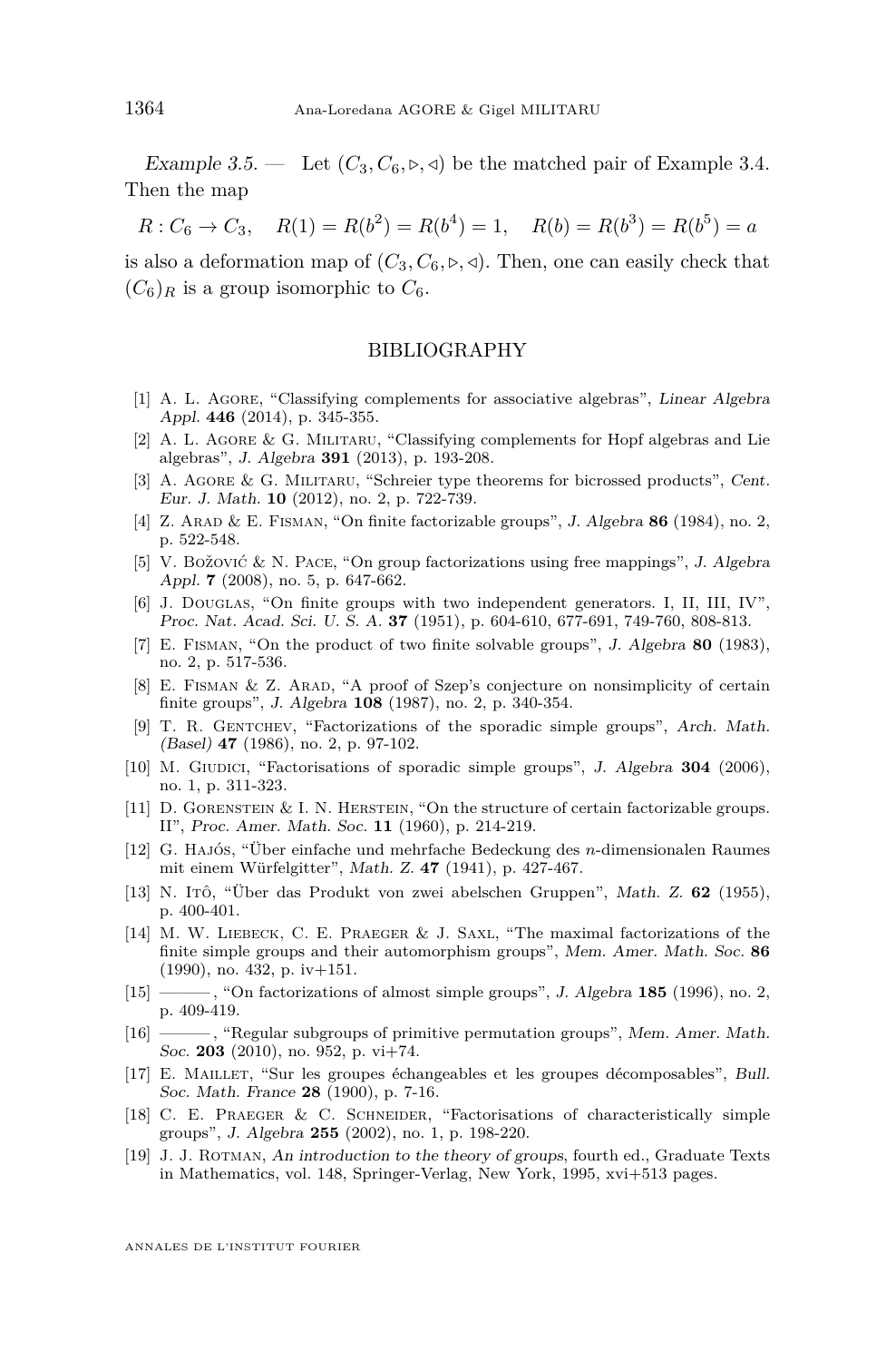*Example 3.5.* — Let $(C_3, C_6, \triangleright, \triangleleft)$ be the matched pair of Example 3.4. Then the map

$$R : C_6 \to C_3, \quad R(1) = R(b^2) = R(b^4) = 1, \quad R(b) = R(b^3) = R(b^5) = a$$

is also a deformation map of $(C_3, C_6, \triangleright, \triangleleft)$. Then, one can easily check that $(C_6)_R$ is a group isomorphic to $C_6$.

## BIBLIOGRAPHY

[1] A. L. Agore, "Classifying complements for associative algebras", *Linear Algebra Appl.* **446** (2014), p. 345-355.

[2] A. L. Agore & G. Militaru, "Classifying complements for Hopf algebras and Lie algebras", *J. Algebra* **391** (2013), p. 193-208.

[3] A. Agore & G. Militaru, "Schreier type theorems for bicrossed products", *Cent. Eur. J. Math.* **10** (2012), no. 2, p. 722-739.

[4] Z. Arad & E. Fisman, "On finite factorizable groups", *J. Algebra* **86** (1984), no. 2, p. 522-548.

[5] V. Božović & N. Pace, "On group factorizations using free mappings", *J. Algebra Appl.* **7** (2008), no. 5, p. 647-662.

[6] J. Douglas, "On finite groups with two independent generators. I, II, III, IV", *Proc. Nat. Acad. Sci. U. S. A.* **37** (1951), p. 604-610, 677-691, 749-760, 808-813.

[7] E. Fisman, "On the product of two finite solvable groups", *J. Algebra* **80** (1983), no. 2, p. 517-536.

[8] E. Fisman & Z. Arad, "A proof of Szep's conjecture on nonsimplicity of certain finite groups", *J. Algebra* **108** (1987), no. 2, p. 340-354.

[9] T. R. Gentchev, "Factorizations of the sporadic simple groups", *Arch. Math. (Basel)* **47** (1986), no. 2, p. 97-102.

[10] M. Giudici, "Factorisations of sporadic simple groups", *J. Algebra* **304** (2006), no. 1, p. 311-323.

[11] D. Gorenstein & I. N. Herstein, "On the structure of certain factorizable groups. II", *Proc. Amer. Math. Soc.* **11** (1960), p. 214-219.

[12] G. Hajós, "Über einfache und mehrfache Bedeckung des $n$-dimensionalen Raumes mit einem Würfelgitter", *Math. Z.* **47** (1941), p. 427-467.

[13] N. Itô, "Über das Produkt von zwei abelschen Gruppen", *Math. Z.* **62** (1955), p. 400-401.

[14] M. W. Liebeck, C. E. Praeger & J. Saxl, "The maximal factorizations of the finite simple groups and their automorphism groups", *Mem. Amer. Math. Soc.* **86** (1990), no. 432, p. iv+151.

[15] ———, "On factorizations of almost simple groups", *J. Algebra* **185** (1996), no. 2, p. 409-419.

[16] ———, "Regular subgroups of primitive permutation groups", *Mem. Amer. Math. Soc.* **203** (2010), no. 952, p. vi+74.

[17] E. Maillet, "Sur les groupes échangeables et les groupes décomposables", *Bull. Soc. Math. France* **28** (1900), p. 7-16.

[18] C. E. Praeger & C. Schneider, "Factorisations of characteristically simple groups", *J. Algebra* **255** (2002), no. 1, p. 198-220.

[19] J. J. Rotman, *An introduction to the theory of groups*, fourth ed., Graduate Texts in Mathematics, vol. 148, Springer-Verlag, New York, 1995, xvi+513 pages.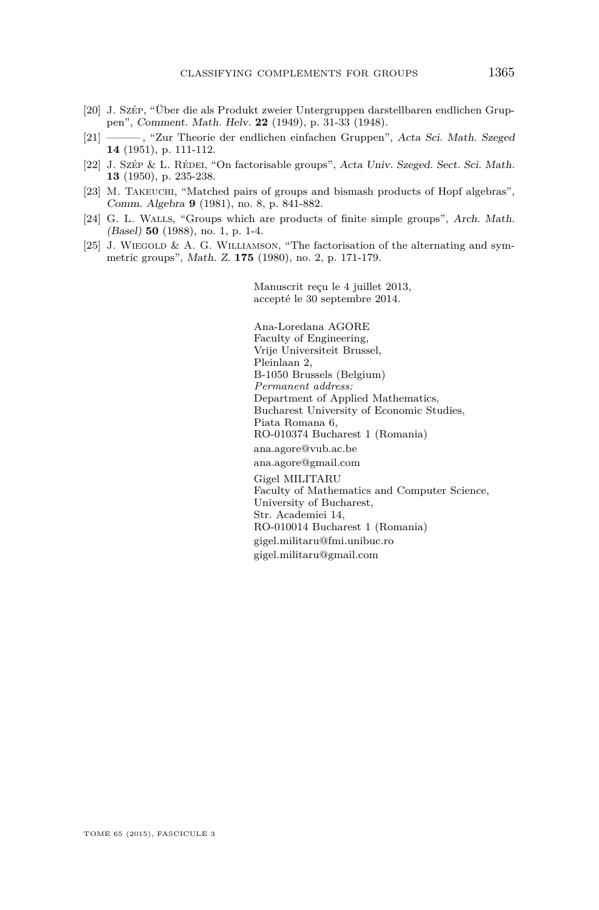[20] J. Szép, "Über die als Produkt zweier Untergruppen darstellbaren endlichen Gruppen", *Comment. Math. Helv.* **22** (1949), p. 31-33 (1948).

[21] ———, "Zur Theorie der endlichen einfachen Gruppen", *Acta Sci. Math. Szeged* **14** (1951), p. 111-112.

[22] J. Szép & L. Rédei, "On factorisable groups", *Acta Univ. Szeged. Sect. Sci. Math.* **13** (1950), p. 235-238.

[23] M. Takeuchi, "Matched pairs of groups and bismash products of Hopf algebras", *Comm. Algebra* **9** (1981), no. 8, p. 841-882.

[24] G. L. Walls, "Groups which are products of finite simple groups", *Arch. Math. (Basel)* **50** (1988), no. 1, p. 1-4.

[25] J. Wiegold & A. G. Williamson, "The factorisation of the alternating and symmetric groups", *Math. Z.* **175** (1980), no. 2, p. 171-179.

Manuscrit reçu le 4 juillet 2013,
accepté le 30 septembre 2014.

Ana-Loredana AGORE
Faculty of Engineering,
Vrije Universiteit Brussel,
Pleinlaan 2,
B-1050 Brussels (Belgium)
*Permanent address:*
Department of Applied Mathematics,
Bucharest University of Economic Studies,
Piata Romana 6,
RO-010374 Bucharest 1 (Romania)
ana.agore@vub.ac.be
ana.agore@gmail.com

Gigel MILITARU
Faculty of Mathematics and Computer Science,
University of Bucharest,
Str. Academiei 14,
RO-010014 Bucharest 1 (Romania)
gigel.militaru@fmi.unibuc.ro
gigel.militaru@gmail.com